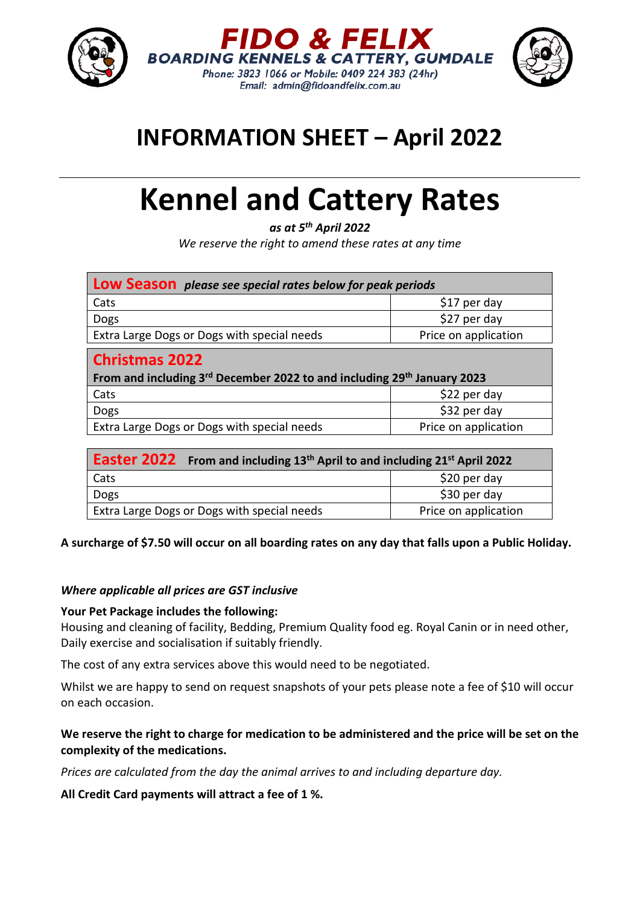**FIDO & FELIX**
**BOARDING KENNELS & CATTERY, GUMDALE**
*Phone: 3823 1066 or Mobile: 0409 224 383 (24hr)*
*Email: admin@fidoandfelix.com.au*

# INFORMATION SHEET – April 2022

# Kennel and Cattery Rates

***as at 5th April 2022***

*We reserve the right to amend these rates at any time*

| **Low Season** *please see special rates below for peak periods* | |
|---|---|
| Cats | $17 per day |
| Dogs | $27 per day |
| Extra Large Dogs or Dogs with special needs | Price on application |

| **Christmas 2022** From and including 3rd December 2022 to and including 29th January 2023 | |
|---|---|
| Cats | $22 per day |
| Dogs | $32 per day |
| Extra Large Dogs or Dogs with special needs | Price on application |

| **Easter 2022** From and including 13th April to and including 21st April 2022 | |
|---|---|
| Cats | $20 per day |
| Dogs | $30 per day |
| Extra Large Dogs or Dogs with special needs | Price on application |

**A surcharge of $7.50 will occur on all boarding rates on any day that falls upon a Public Holiday.**

***Where applicable all prices are GST inclusive***

**Your Pet Package includes the following:**
Housing and cleaning of facility, Bedding, Premium Quality food eg. Royal Canin or in need other, Daily exercise and socialisation if suitably friendly.

The cost of any extra services above this would need to be negotiated.

Whilst we are happy to send on request snapshots of your pets please note a fee of $10 will occur on each occasion.

**We reserve the right to charge for medication to be administered and the price will be set on the complexity of the medications.**

*Prices are calculated from the day the animal arrives to and including departure day.*

**All Credit Card payments will attract a fee of 1 %.**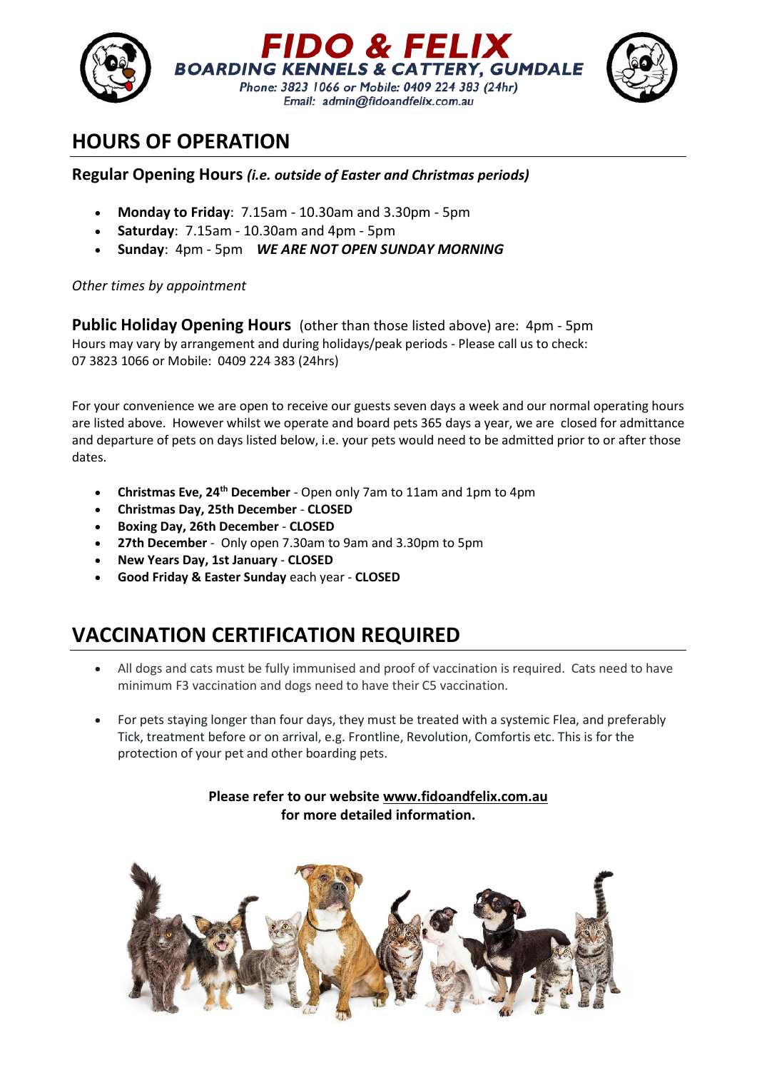# FIDO & FELIX

**BOARDING KENNELS & CATTERY, GUMDALE**

*Phone: 3823 1066 or Mobile: 0409 224 383 (24hr)*

*Email: admin@fidoandfelix.com.au*

## HOURS OF OPERATION

### Regular Opening Hours *(i.e. outside of Easter and Christmas periods)*

- **Monday to Friday**: 7.15am - 10.30am and 3.30pm - 5pm
- **Saturday**: 7.15am - 10.30am and 4pm - 5pm
- **Sunday**: 4pm - 5pm ***WE ARE NOT OPEN SUNDAY MORNING***

*Other times by appointment*

**Public Holiday Opening Hours** (other than those listed above) are: 4pm - 5pm
Hours may vary by arrangement and during holidays/peak periods - Please call us to check:
07 3823 1066 or Mobile: 0409 224 383 (24hrs)

For your convenience we are open to receive our guests seven days a week and our normal operating hours are listed above. However whilst we operate and board pets 365 days a year, we are closed for admittance and departure of pets on days listed below, i.e. your pets would need to be admitted prior to or after those dates.

- **Christmas Eve, 24th December** - Open only 7am to 11am and 1pm to 4pm
- **Christmas Day, 25th December** - **CLOSED**
- **Boxing Day, 26th December** - **CLOSED**
- **27th December** - Only open 7.30am to 9am and 3.30pm to 5pm
- **New Years Day, 1st January** - **CLOSED**
- **Good Friday & Easter Sunday** each year - **CLOSED**

## VACCINATION CERTIFICATION REQUIRED

- All dogs and cats must be fully immunised and proof of vaccination is required. Cats need to have minimum F3 vaccination and dogs need to have their C5 vaccination.
- For pets staying longer than four days, they must be treated with a systemic Flea, and preferably Tick, treatment before or on arrival, e.g. Frontline, Revolution, Comfortis etc. This is for the protection of your pet and other boarding pets.

**Please refer to our website www.fidoandfelix.com.au**
**for more detailed information.**